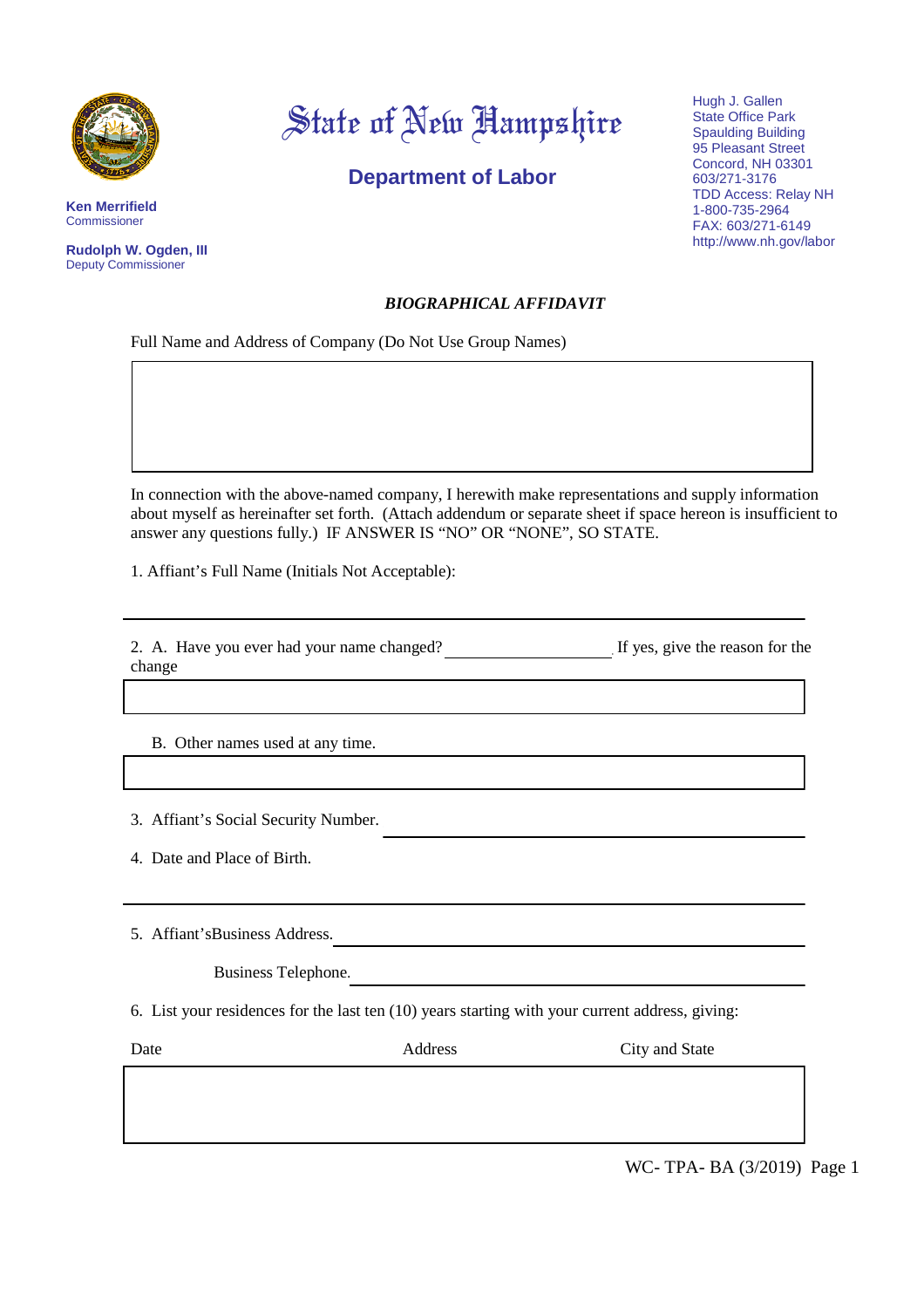# State of New Hampshire

## Department of Labor

**Ken Merrifield**
Commissioner

**Rudolph W. Ogden, III**
Deputy Commissioner

Hugh J. Gallen
State Office Park
Spaulding Building
95 Pleasant Street
Concord, NH 03301
603/271-3176
TDD Access: Relay NH
1-800-735-2964
FAX: 603/271-6149
http://www.nh.gov/labor

### *BIOGRAPHICAL AFFIDAVIT*

Full Name and Address of Company (Do Not Use Group Names)

In connection with the above-named company, I herewith make representations and supply information about myself as hereinafter set forth. (Attach addendum or separate sheet if space hereon is insufficient to answer any questions fully.) IF ANSWER IS "NO" OR "NONE", SO STATE.

1. Affiant's Full Name (Initials Not Acceptable):

2. A. Have you ever had your name changed? ____________ If yes, give the reason for the change

   B. Other names used at any time.

3. Affiant's Social Security Number. ____________

4. Date and Place of Birth.

5. Affiant'sBusiness Address. ____________

   Business Telephone. ____________

6. List your residences for the last ten (10) years starting with your current address, giving:

| Date | Address | City and State |
|---|---|---|
| | | |

WC- TPA- BA (3/2019)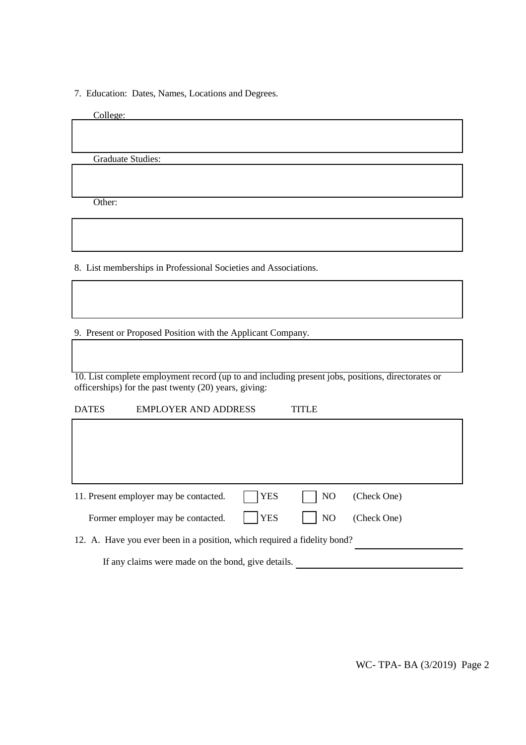7. Education: Dates, Names, Locations and Degrees.

College:

Graduate Studies:

Other:

8. List memberships in Professional Societies and Associations.

9. Present or Proposed Position with the Applicant Company.

10. List complete employment record (up to and including present jobs, positions, directorates or officerships) for the past twenty (20) years, giving:

| DATES | EMPLOYER AND ADDRESS | TITLE |
|---|---|---|
| | | |

11. Present employer may be contacted. ☐ YES ☐ NO (Check One)

Former employer may be contacted. ☐ YES ☐ NO (Check One)

12. A. Have you ever been in a position, which required a fidelity bond? ______________

If any claims were made on the bond, give details. ______________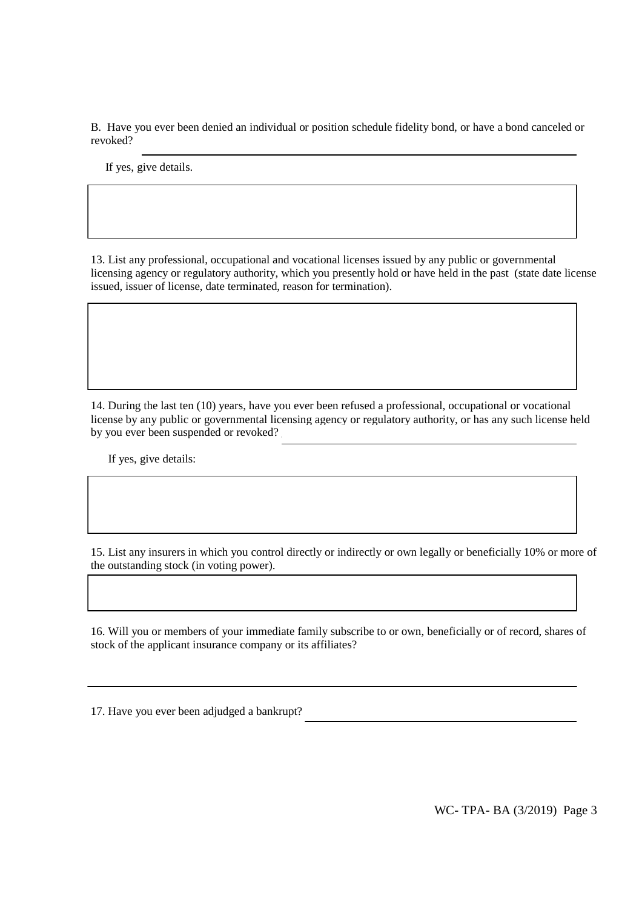B. Have you ever been denied an individual or position schedule fidelity bond, or have a bond canceled or revoked? ______________________________________________

If yes, give details.

13. List any professional, occupational and vocational licenses issued by any public or governmental licensing agency or regulatory authority, which you presently hold or have held in the past (state date license issued, issuer of license, date terminated, reason for termination).

14. During the last ten (10) years, have you ever been refused a professional, occupational or vocational license by any public or governmental licensing agency or regulatory authority, or has any such license held by you ever been suspended or revoked? ______________________________

If yes, give details:

15. List any insurers in which you control directly or indirectly or own legally or beneficially 10% or more of the outstanding stock (in voting power).

16. Will you or members of your immediate family subscribe to or own, beneficially or of record, shares of stock of the applicant insurance company or its affiliates?

______________________________________________________________________

17. Have you ever been adjudged a bankrupt? ______________________________

WC- TPA- BA (3/2019)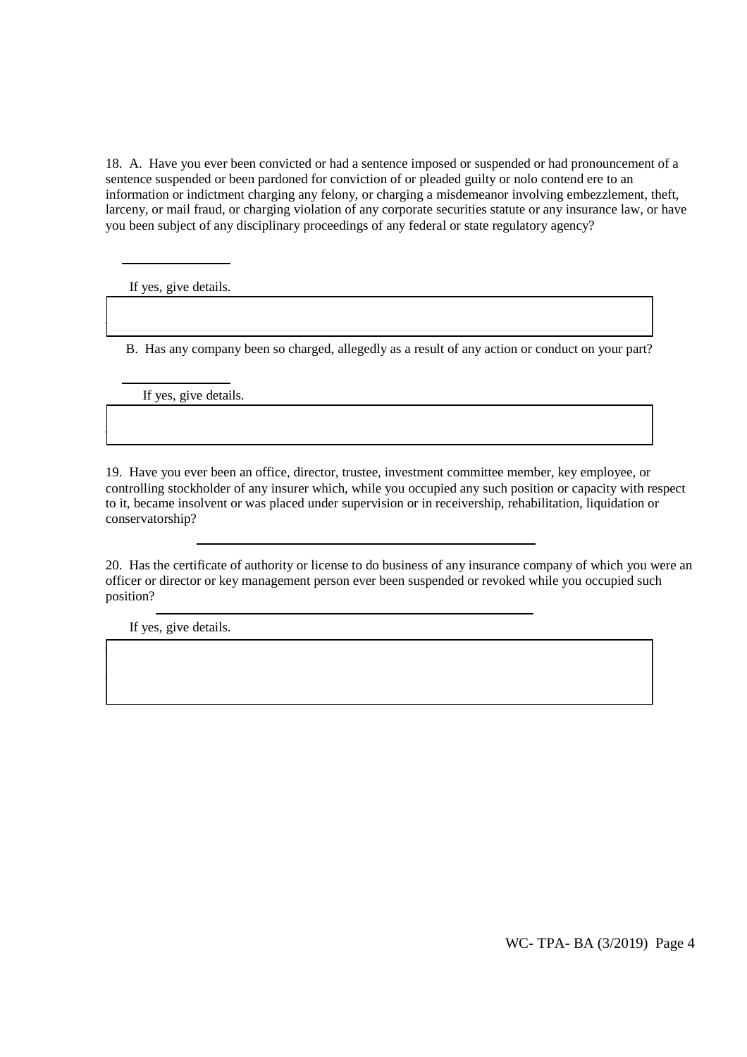18. A. Have you ever been convicted or had a sentence imposed or suspended or had pronouncement of a sentence suspended or been pardoned for conviction of or pleaded guilty or nolo contend ere to an information or indictment charging any felony, or charging a misdemeanor involving embezzlement, theft, larceny, or mail fraud, or charging violation of any corporate securities statute or any insurance law, or have you been subject of any disciplinary proceedings of any federal or state regulatory agency?

\_\_\_\_\_\_\_\_\_\_\_\_\_\_\_\_

If yes, give details.

| |
|---|
| |

B. Has any company been so charged, allegedly as a result of any action or conduct on your part?

\_\_\_\_\_\_\_\_\_\_\_\_\_\_\_\_

If yes, give details.

| |
|---|
| |

19. Have you ever been an office, director, trustee, investment committee member, key employee, or controlling stockholder of any insurer which, while you occupied any such position or capacity with respect to it, became insolvent or was placed under supervision or in receivership, rehabilitation, liquidation or conservatorship?

\_\_\_\_\_\_\_\_\_\_\_\_\_\_\_\_\_\_\_\_\_\_\_\_\_\_\_\_\_\_\_\_\_\_\_\_\_\_\_\_\_\_\_\_\_\_\_\_

20. Has the certificate of authority or license to do business of any insurance company of which you were an officer or director or key management person ever been suspended or revoked while you occupied such position?

\_\_\_\_\_\_\_\_\_\_\_\_\_\_\_\_\_\_\_\_\_\_\_\_\_\_\_\_\_\_\_\_\_\_\_\_\_\_\_\_\_\_\_\_\_\_\_\_\_\_\_\_

If yes, give details.

| |
|---|
| |

WC- TPA- BA (3/2019)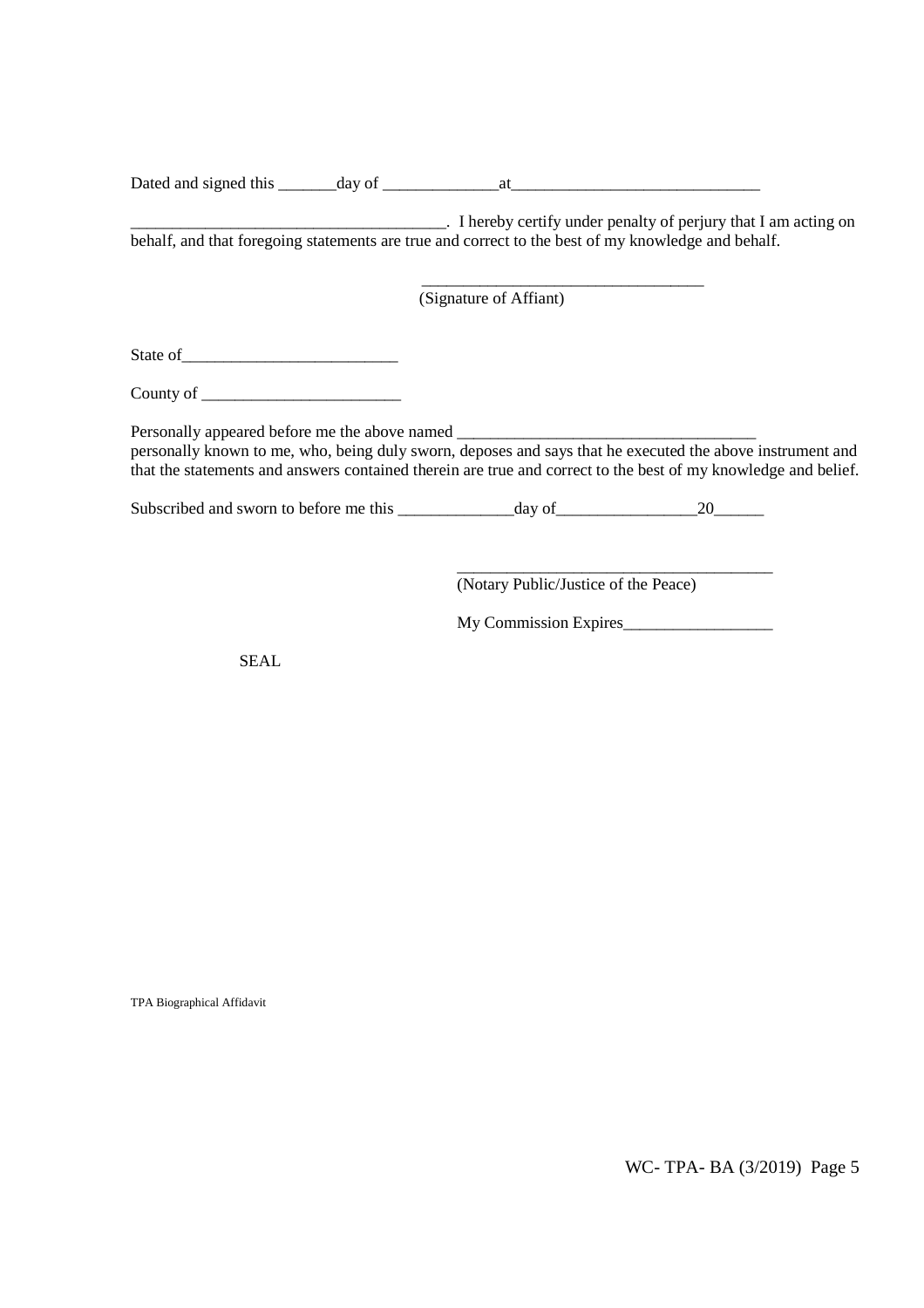Dated and signed this _______day of ______________at______________________________

_____________________________________. I hereby certify under penalty of perjury that I am acting on behalf, and that foregoing statements are true and correct to the best of my knowledge and behalf.

_________________________________
(Signature of Affiant)

State of_________________________

County of ________________________

Personally appeared before me the above named ___________________________________ personally known to me, who, being duly sworn, deposes and says that he executed the above instrument and that the statements and answers contained therein are true and correct to the best of my knowledge and belief.

Subscribed and sworn to before me this ______________day of_________________20______

_____________________________________
(Notary Public/Justice of the Peace)

My Commission Expires__________________

SEAL

TPA Biographical Affidavit

WC- TPA- BA (3/2019)